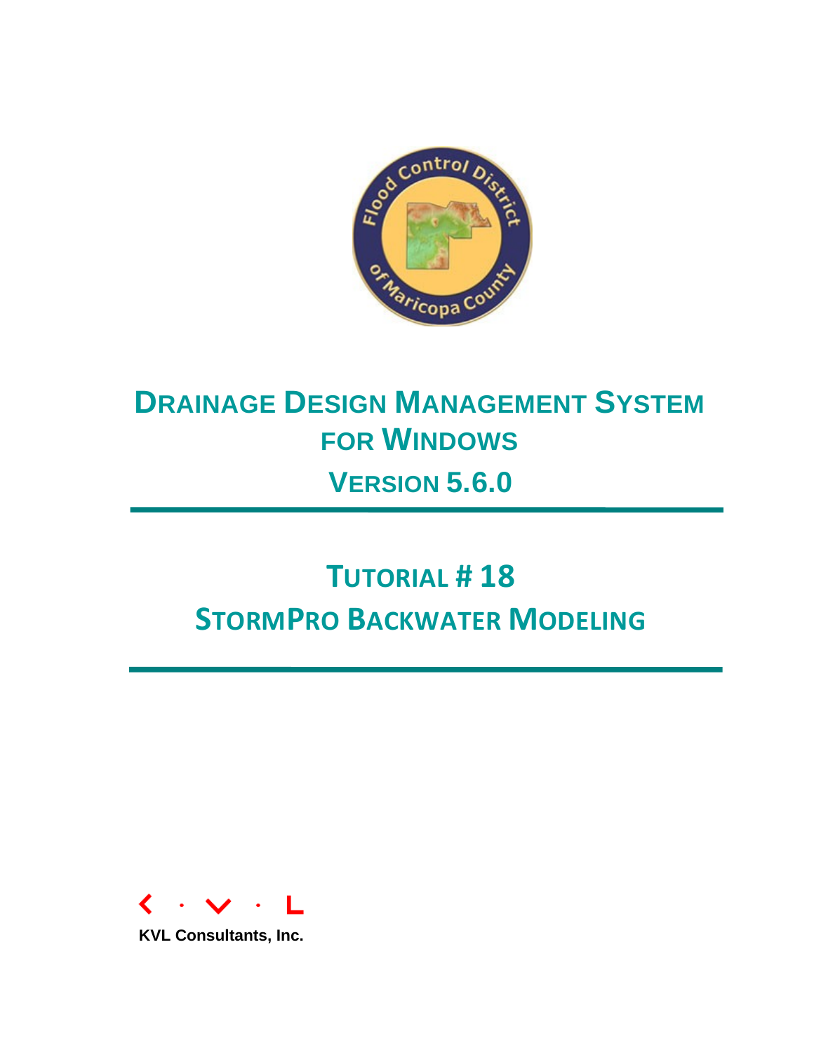# DRAINAGE DESIGN MANAGEMENT SYSTEM FOR WINDOWS

## VERSION 5.6.0

# TUTORIAL # 18

# STORMPRO BACKWATER MODELING

KVL Consultants, Inc.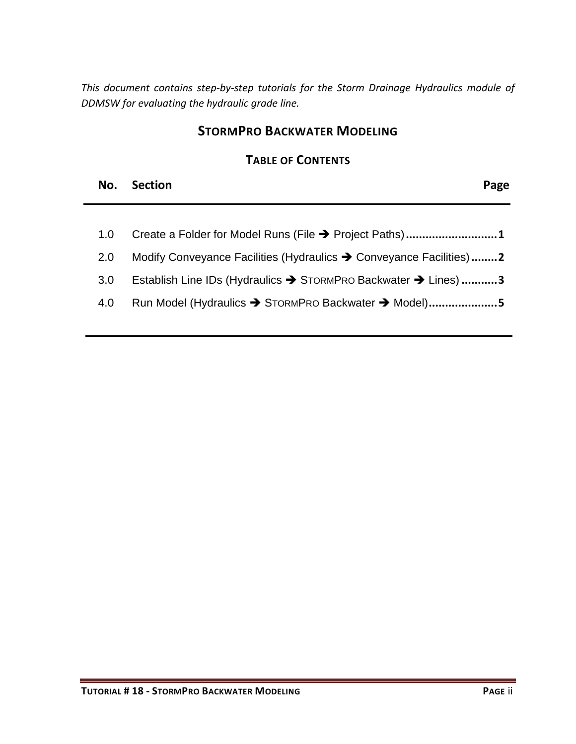*This document contains step-by-step tutorials for the Storm Drainage Hydraulics module of DDMSW for evaluating the hydraulic grade line.*

# STORMPRO BACKWATER MODELING

## TABLE OF CONTENTS

| No. | Section | Page |
| --- | --- | --- |
| 1.0 | Create a Folder for Model Runs (File ➔ Project Paths) | 1 |
| 2.0 | Modify Conveyance Facilities (Hydraulics ➔ Conveyance Facilities) | 2 |
| 3.0 | Establish Line IDs (Hydraulics ➔ STORMPRO Backwater ➔ Lines) | 3 |
| 4.0 | Run Model (Hydraulics ➔ STORMPRO Backwater ➔ Model) | 5 |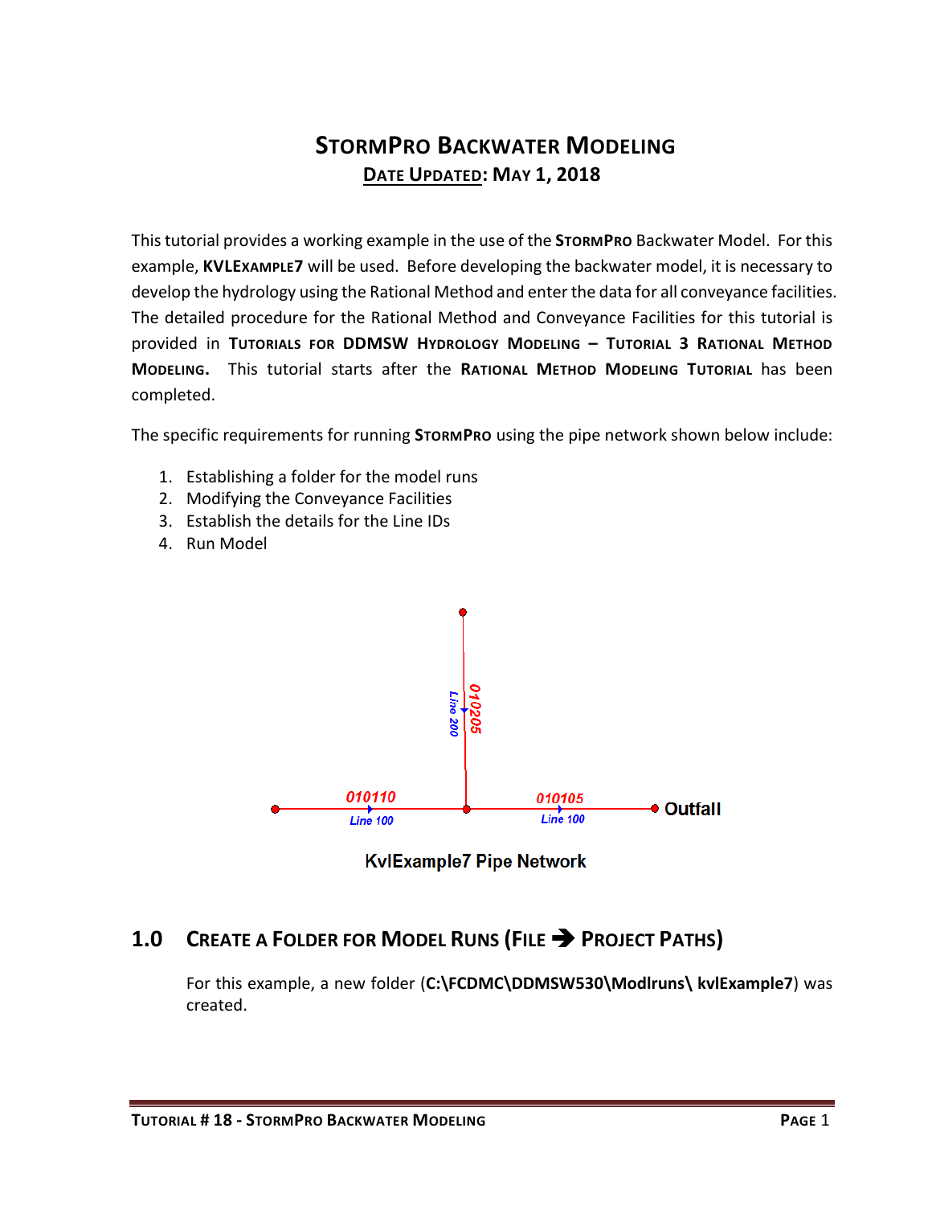# StormPro Backwater Modeling

## Date Updated: May 1, 2018

This tutorial provides a working example in the use of the **StormPro** Backwater Model. For this example, **KVLExample7** will be used. Before developing the backwater model, it is necessary to develop the hydrology using the Rational Method and enter the data for all conveyance facilities. The detailed procedure for the Rational Method and Conveyance Facilities for this tutorial is provided in **Tutorials for DDMSW Hydrology Modeling – Tutorial 3 Rational Method Modeling.** This tutorial starts after the **Rational Method Modeling Tutorial** has been completed.

The specific requirements for running **StormPro** using the pipe network shown below include:

1. Establishing a folder for the model runs
2. Modifying the Conveyance Facilities
3. Establish the details for the Line IDs
4. Run Model

010205
Line 200
010110
Line 100
010105
Line 100
Outfall

KvlExample7 Pipe Network

## 1.0 Create a Folder for Model Runs (File ➔ Project Paths)

For this example, a new folder (**C:\FCDMC\DDMSW530\Modlruns\ kvlExample7**) was created.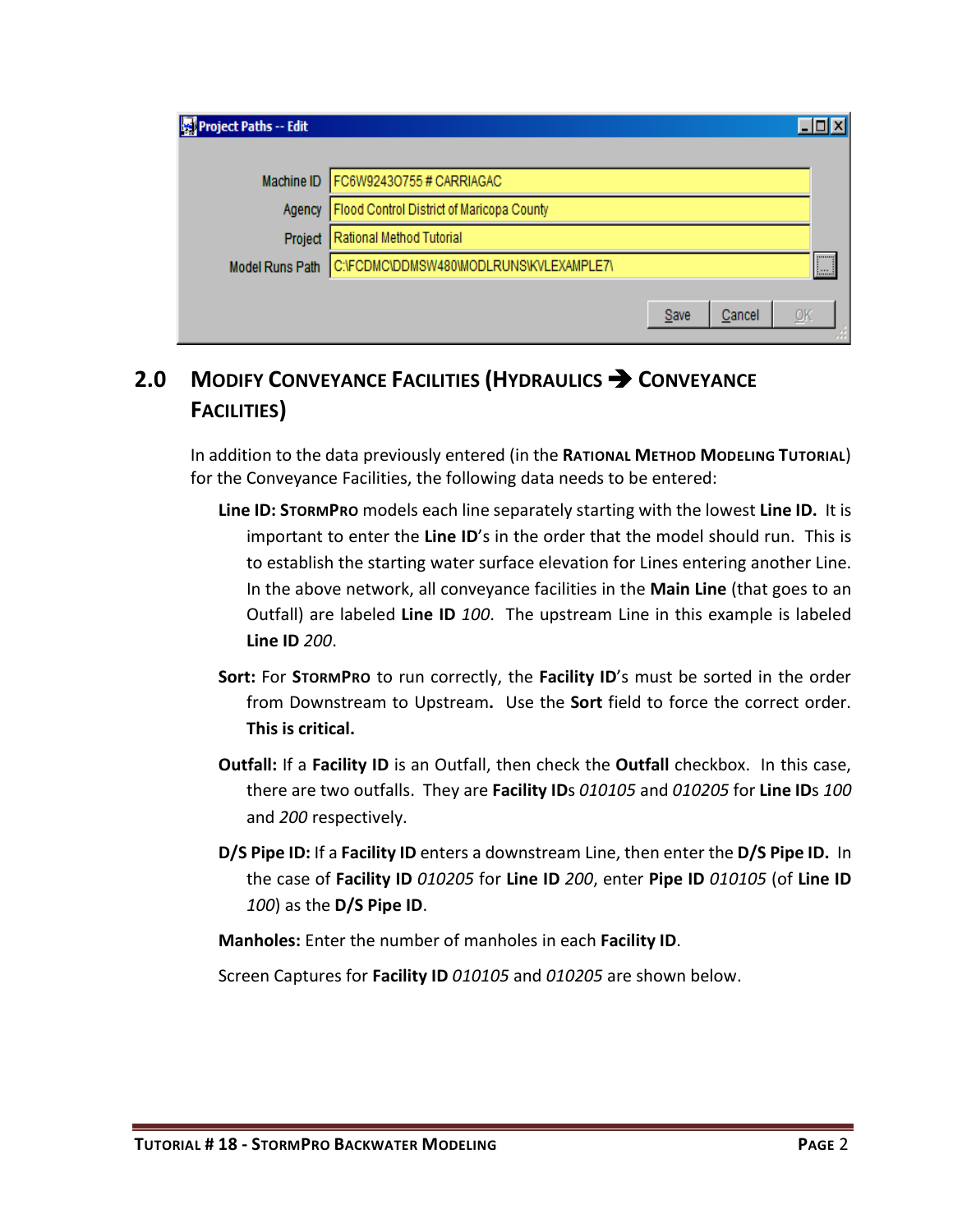Project Paths -- Edit

| | |
|---|---|
| Machine ID | FC6W92430755 # CARRIAGAC |
| Agency | Flood Control District of Maricopa County |
| Project | Rational Method Tutorial |
| Model Runs Path | C:\FCDMC\DDMSW480\MODLRUNS\KVLEXAMPLE7\ |

Save Cancel OK

## 2.0 MODIFY CONVEYANCE FACILITIES (HYDRAULICS ➔ CONVEYANCE FACILITIES)

In addition to the data previously entered (in the **RATIONAL METHOD MODELING TUTORIAL**) for the Conveyance Facilities, the following data needs to be entered:

**Line ID: STORMPRO** models each line separately starting with the lowest **Line ID.** It is important to enter the **Line ID**'s in the order that the model should run. This is to establish the starting water surface elevation for Lines entering another Line. In the above network, all conveyance facilities in the **Main Line** (that goes to an Outfall) are labeled **Line ID** *100*. The upstream Line in this example is labeled **Line ID** *200*.

**Sort:** For **STORMPRO** to run correctly, the **Facility ID**'s must be sorted in the order from Downstream to Upstream**.** Use the **Sort** field to force the correct order. **This is critical.**

**Outfall:** If a **Facility ID** is an Outfall, then check the **Outfall** checkbox. In this case, there are two outfalls. They are **Facility IDs** *010105* and *010205* for **Line IDs** *100* and *200* respectively.

**D/S Pipe ID:** If a **Facility ID** enters a downstream Line, then enter the **D/S Pipe ID.** In the case of **Facility ID** *010205* for **Line ID** *200*, enter **Pipe ID** *010105* (of **Line ID** *100*) as the **D/S Pipe ID**.

**Manholes:** Enter the number of manholes in each **Facility ID**.

Screen Captures for **Facility ID** *010105* and *010205* are shown below.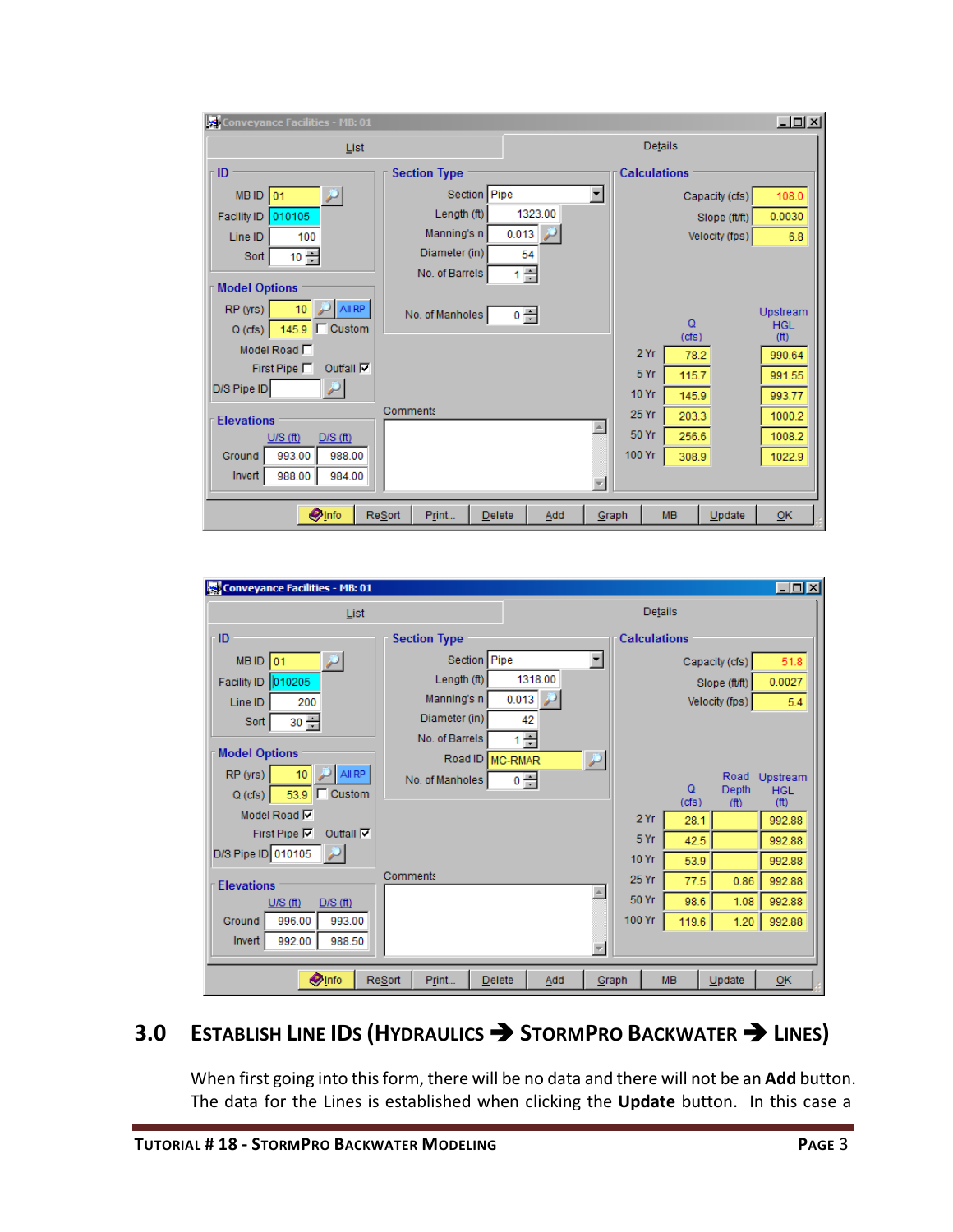## 3.0 Establish Line IDs (Hydraulics ➔ StormPro Backwater ➔ Lines)

When first going into this form, there will be no data and there will not be an **Add** button. The data for the Lines is established when clicking the **Update** button. In this case a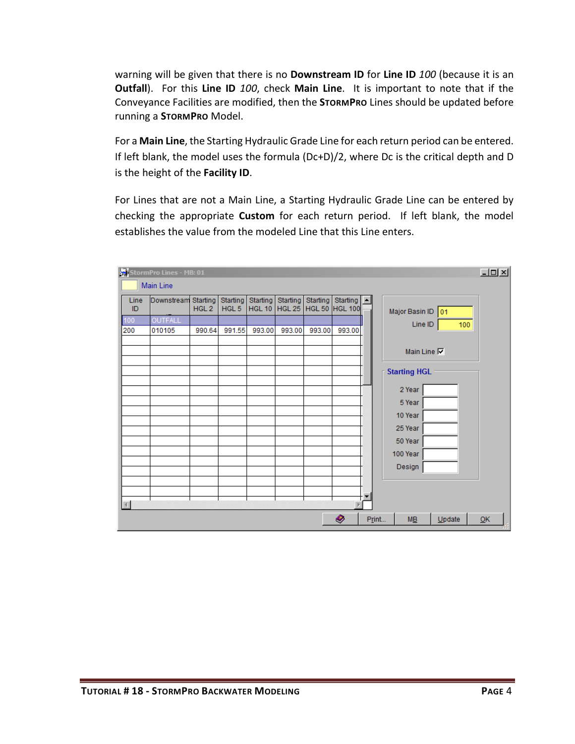warning will be given that there is no **Downstream ID** for **Line ID** *100* (because it is an **Outfall**). For this **Line ID** *100*, check **Main Line**. It is important to note that if the Conveyance Facilities are modified, then the **StormPro** Lines should be updated before running a **StormPro** Model.

For a **Main Line**, the Starting Hydraulic Grade Line for each return period can be entered. If left blank, the model uses the formula (Dc+D)/2, where Dc is the critical depth and D is the height of the **Facility ID**.

For Lines that are not a Main Line, a Starting Hydraulic Grade Line can be entered by checking the appropriate **Custom** for each return period. If left blank, the model establishes the value from the modeled Line that this Line enters.

StormPro Lines - MB: 01

Main Line

| Line ID | Downstream | Starting HGL 2 | Starting HGL 5 | Starting HGL 10 | Starting HGL 25 | Starting HGL 50 | Starting HGL 100 |
|---|---|---|---|---|---|---|---|
| 100 | OUTFALL | | | | | | |
| 200 | 010105 | 990.64 | 991.55 | 993.00 | 993.00 | 993.00 | 993.00 |

Major Basin ID: 01
Line ID: 100
Main Line ☑

Starting HGL
- 2 Year
- 5 Year
- 10 Year
- 25 Year
- 50 Year
- 100 Year
- Design

Print... | MB | Update | OK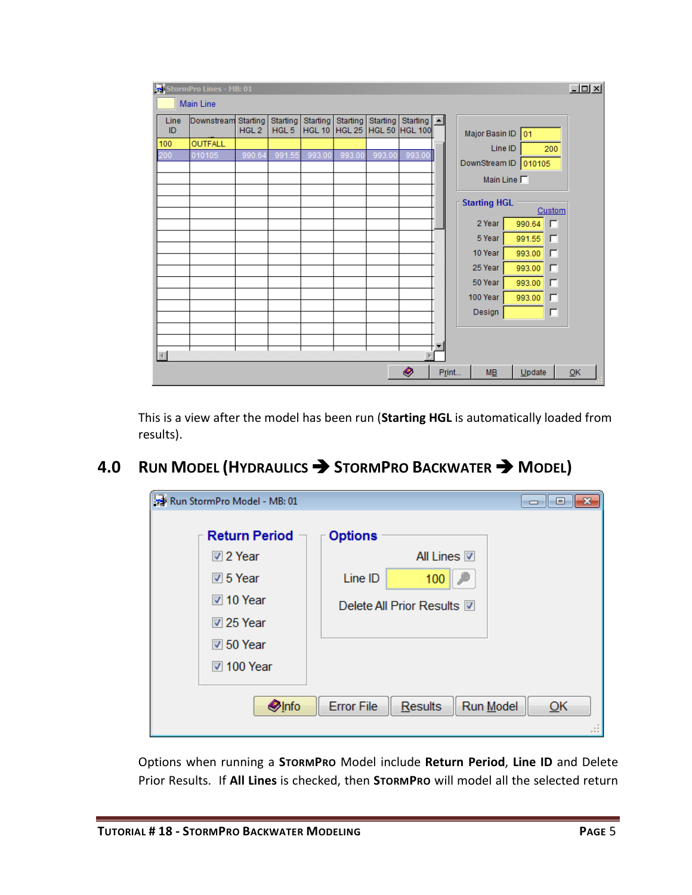This is a view after the model has been run (**Starting HGL** is automatically loaded from results).

## 4.0 RUN MODEL (HYDRAULICS ➔ STORMPRO BACKWATER ➔ MODEL)

Options when running a **STORMPRO** Model include **Return Period**, **Line ID** and Delete Prior Results. If **All Lines** is checked, then **STORMPRO** will model all the selected return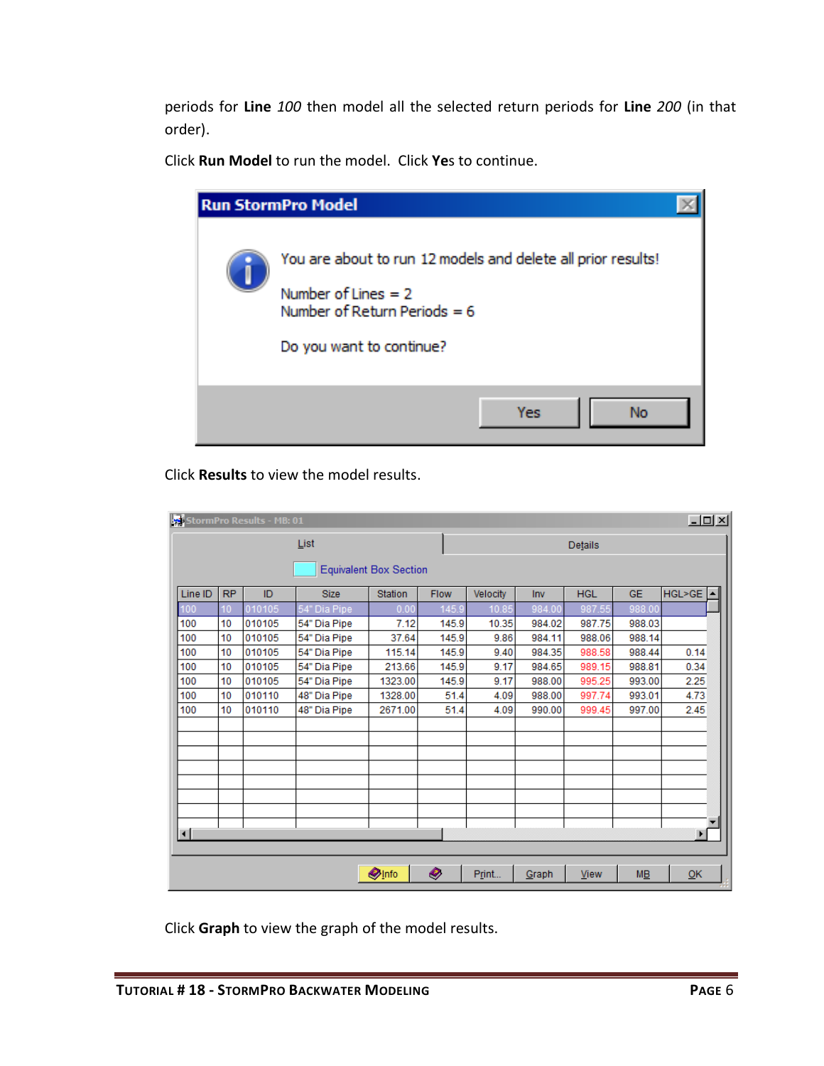periods for **Line** *100* then model all the selected return periods for **Line** *200* (in that order).

Click **Run Model** to run the model. Click **Yes** to continue.

**Run StormPro Model**

You are about to run 12 models and delete all prior results!

Number of Lines = 2
Number of Return Periods = 6

Do you want to continue?

Yes | No

Click **Results** to view the model results.

StormPro Results - MB: 01

List | Details

Equivalent Box Section

| Line ID | RP | ID | Size | Station | Flow | Velocity | Inv | HGL | GE | HGL>GE |
|---|---|---|---|---|---|---|---|---|---|---|
| 100 | 10 | 010105 | 54" Dia Pipe | 0.00 | 145.9 | 10.85 | 984.00 | 987.55 | 988.00 | |
| 100 | 10 | 010105 | 54" Dia Pipe | 7.12 | 145.9 | 10.35 | 984.02 | 987.75 | 988.03 | |
| 100 | 10 | 010105 | 54" Dia Pipe | 37.64 | 145.9 | 9.86 | 984.11 | 988.06 | 988.14 | |
| 100 | 10 | 010105 | 54" Dia Pipe | 115.14 | 145.9 | 9.40 | 984.35 | 988.58 | 988.44 | 0.14 |
| 100 | 10 | 010105 | 54" Dia Pipe | 213.66 | 145.9 | 9.17 | 984.65 | 989.15 | 988.81 | 0.34 |
| 100 | 10 | 010105 | 54" Dia Pipe | 1323.00 | 145.9 | 9.17 | 988.00 | 995.25 | 993.00 | 2.25 |
| 100 | 10 | 010110 | 48" Dia Pipe | 1328.00 | 51.4 | 4.09 | 988.00 | 997.74 | 993.01 | 4.73 |
| 100 | 10 | 010110 | 48" Dia Pipe | 2671.00 | 51.4 | 4.09 | 990.00 | 999.45 | 997.00 | 2.45 |

Info | Print... | Graph | View | MB | OK

Click **Graph** to view the graph of the model results.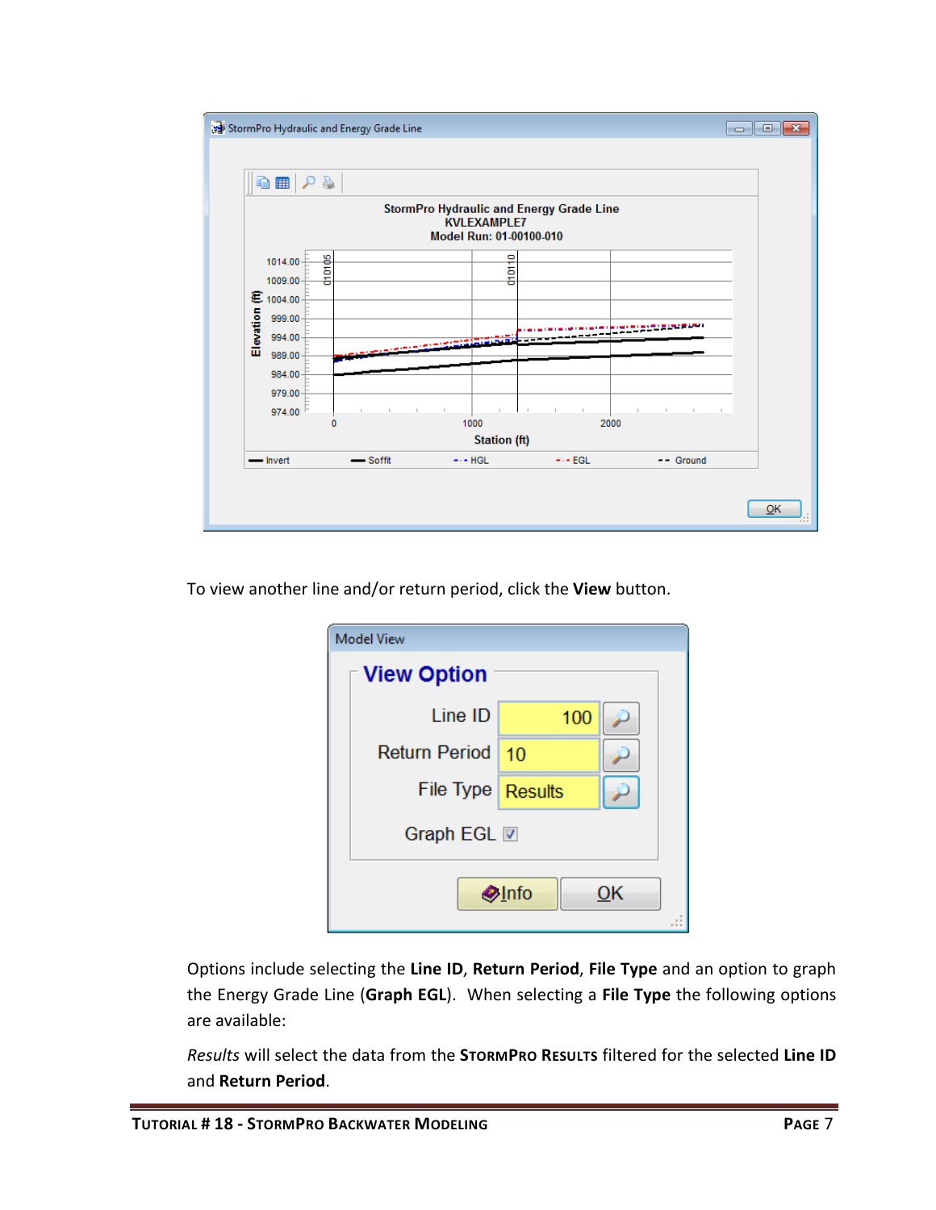To view another line and/or return period, click the **View** button.

Options include selecting the **Line ID**, **Return Period**, **File Type** and an option to graph the Energy Grade Line (**Graph EGL**). When selecting a **File Type** the following options are available:

*Results* will select the data from the **StormPro Results** filtered for the selected **Line ID** and **Return Period**.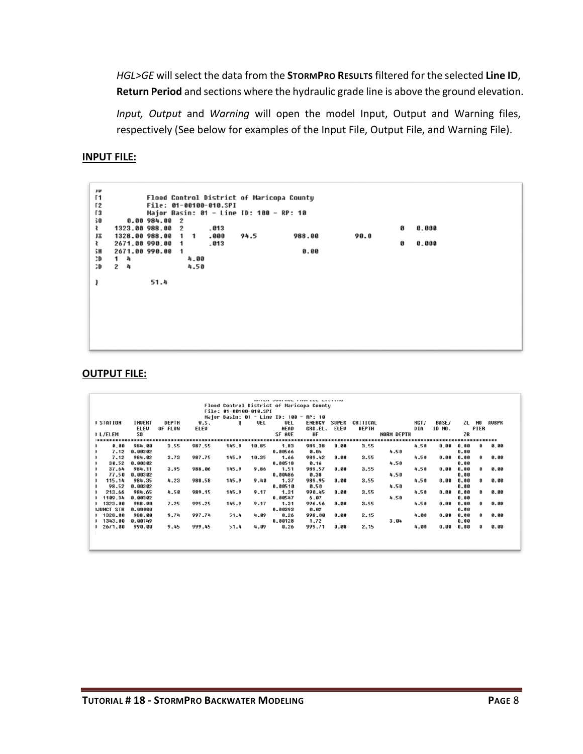*HGL>GE* will select the data from the **StormPro Results** filtered for the selected **Line ID**, **Return Period** and sections where the hydraulic grade line is above the ground elevation.

*Input, Output* and *Warning* will open the model Input, Output and Warning files, respectively (See below for examples of the Input File, Output File, and Warning File).

**INPUT FILE:**

```
JU
T1          Flood Control District of Maricopa County
T2          File: 01-00100-010.SPI
T3          Major Basin: 01 - Line ID: 100 - RP: 10
SO       0.00 984.00  2
R     1323.00 988.00  2        .013                                          0   0.000
JX    1328.00 988.00  1  1     .000     94.5          988.00         90.0
R     2671.00 990.00  1        .013                                          0   0.000
SH    2671.00 990.00  1                                 0.00
CD    1  4                  4.00
CD    2  4                  4.50

Q              51.4
```

**OUTPUT FILE:**

```
                                   Flood Control District of Maricopa County
                                   File: 01-00100-010.SPI
                                   Major Basin: 01 - Line ID: 100 - RP: 10
I STATION   INVERT   DEPTH    W.S.      Q      VEL    VEL     ENERGY  SUPER  CRITICAL            HGT/   BASE/    ZL  NO  AVBPR
            ELEV     OF FLOW  ELEV                    HEAD    GRD.EL. ELEV   DEPTH               DIA    ID NO.       PIER
I L/ELEM    SO                                        SF AVE  HF                      NORM DEPTH                 ZR
*********************************************************************************************************************************
I    0.00   984.00    3.55   987.55   145.9  10.85   1.83    989.38  0.00    3.55               4.50   0.00  0.00   0   0.00
I    7.12   0.00302                                  0.00566   0.04                   4.50                     0.00
I    7.12   984.02    3.73   987.75   145.9  10.35   1.66    989.42  0.00    3.55               4.50   0.00  0.00   0   0.00
I   30.52   0.00302                                  0.00518   0.16                   4.50                     0.00
I   37.64   984.11    3.95   988.06   145.9   9.86   1.51    989.57  0.00    3.55               4.50   0.00  0.00   0   0.00
I   77.50   0.00302                                  0.00486   0.38                   4.50                     0.00
I  115.14   984.35    4.23   988.58   145.9   9.40   1.37    989.95  0.00    3.55               4.50   0.00  0.00   0   0.00
I   98.52   0.00302                                  0.00510   0.50                   4.50                     0.00
I  213.66   984.65    4.50   989.15   145.9   9.17   1.31    990.45  0.00    3.55               4.50   0.00  0.00   0   0.00
I 1109.34   0.00302                                  0.00547   6.07                   4.50                     0.00
I 1323.00   988.00    7.25   995.25   145.9   9.17   1.31    996.56  0.00    3.55               4.50   0.00  0.00   0   0.00
IJUNCT STR  0.00000                                  0.00393   0.02                                            0.00
I 1328.00   988.00    9.74   997.74    51.4   4.09   0.26    998.00  0.00    2.15               4.00   0.00  0.00   0   0.00
I 1343.00   0.00149                                  0.00128   1.72                   3.04                     0.00
I 2671.00   990.00    9.45   999.45    51.4   4.09   0.26    999.71  0.00    2.15               4.00   0.00  0.00   0   0.00
```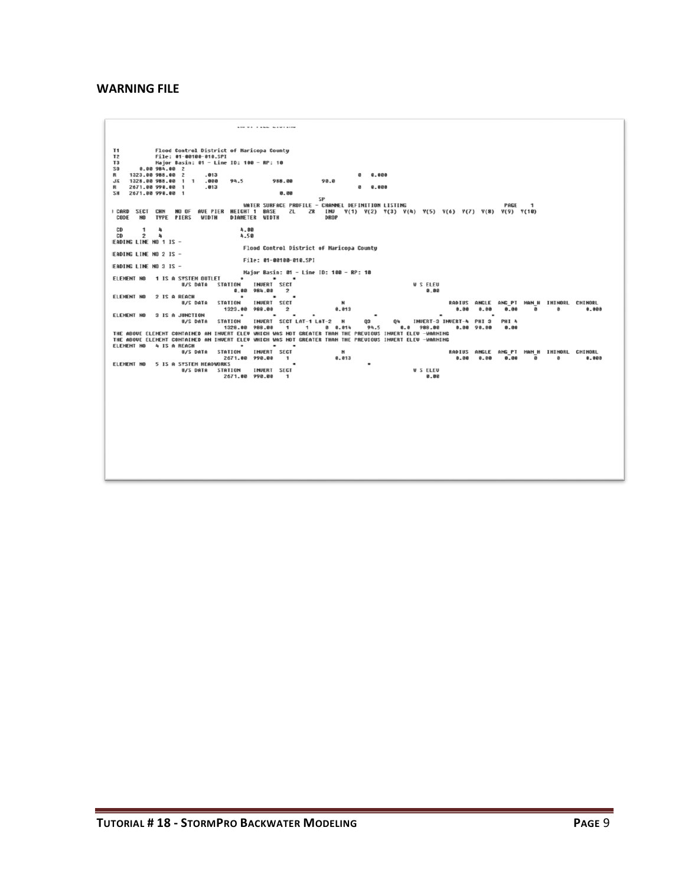## WARNING FILE

```
T1          Flood Control District of Maricopa County
T2          File: 01-00100-010.SPI
T3          Major Basin: 01 - Line ID: 100 - RP: 10
SO      0.00 984.00  2
R    1323.00 988.00  2       .013                                             0   0.000
JX   1328.00 988.00  1  1    .000     94.5         988.00         90.0
R    2671.00 990.00  1       .013                                             0   0.000
SH   2671.00 990.00  1                               0.00
                                                                SP
                                     WATER SURFACE PROFILE - CHANNEL DEFINITION LISTING                        PAGE    1
 CARD  SECT  CHN   NO OF  AVE PIER  HEIGHT 1  BASE     ZL     ZR   INV   Y(1)  Y(2)  Y(3)  Y(4)  Y(5)  Y(6)  Y(7)  Y(8)  Y(9)  Y(10)
 CODE   NO   TYPE  PIERS   WIDTH    DIAMETER  WIDTH                DROP

 CD     1    4                        4.00
 CD     2    4                        4.50
EADING LINE NO 1 IS -
                                       Flood Control District of Maricopa County
EADING LINE NO 2 IS -
                                       File: 01-00100-010.SPI
EADING LINE NO 3 IS -
                                       Major Basin: 01 - Line ID: 100 - RP: 10
 ELEMENT NO    1 IS A SYSTEM OUTLET      *         *     *
                       U/S DATA   STATION    INVERT  SECT                                            W S ELEV
                                      0.00   984.00    2                                                 0.00
 ELEMENT NO    2 IS A REACH              *         *     *
                       U/S DATA   STATION    INVERT  SECT                  N                                    RADIUS  ANGLE  ANG_PT  MAN_H  INIMORL  CHIMORL
                                   1323.00   988.00    2               0.013                                      0.00   0.00    0.00      0        0    0.000
 ELEMENT NO    3 IS A JUNCTION           *         *     *     *     *              *          *                        *
                       U/S DATA   STATION    INVERT  SECT LAT-1 LAT-2    N      Q3       Q4     INVERT-3 INVERT-4  PHI 3    PHI 4
                                   1328.00   988.00    1     1     0  0.014   94.5      0.0    988.00     0.00  90.00     0.00
THE ABOVE ELEMENT CONTAINED AN INVERT ELEV WHICH WAS NOT GREATER THAN THE PREVIOUS INVERT ELEV -WARNING
THE ABOVE ELEMENT CONTAINED AN INVERT ELEV WHICH WAS NOT GREATER THAN THE PREVIOUS INVERT ELEV -WARNING
 ELEMENT NO    4 IS A REACH              *         *     *
                       U/S DATA   STATION    INVERT  SECT                  N                                    RADIUS  ANGLE  ANG_PT  MAN_H  INIMORL  CHIMORL
                                   2671.00   990.00    1               0.013                                      0.00   0.00    0.00      0        0    0.000
 ELEMENT NO    5 IS A SYSTEM HEADWORKS             *                               *
                       U/S DATA   STATION    INVERT  SECT                                            W S ELEV
                                   2671.00   990.00    1                                                 0.00
```